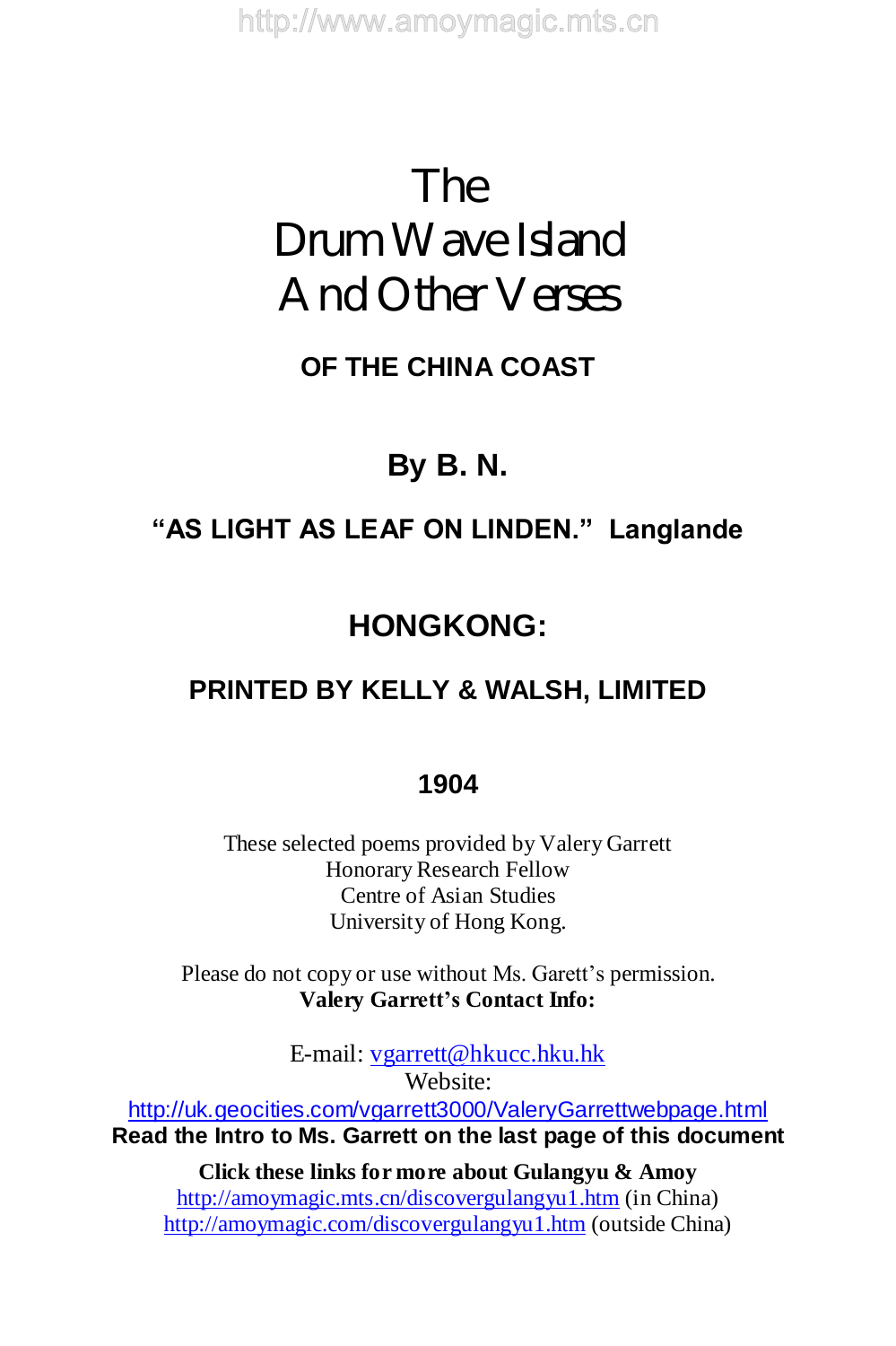# The Drum Wave Island And Other Verses

## OF THE CHINA COAST

## By B. N.

**"AS LIGHT AS LEAF ON LINDEN." Langlande**

## HONGKONG:

**PRINTED BY KELLY & WALSH, LIMITED**

**1904**

These selected poems provided by Valery Garrett
Honorary Research Fellow
Centre of Asian Studies
University of Hong Kong.

Please do not copy or use without Ms. Garett's permission.
**Valery Garrett's Contact Info:**

E-mail: vgarrett@hkucc.hku.hk
Website:
http://uk.geocities.com/vgarrett3000/ValeryGarrettwebpage.html
**Read the Intro to Ms. Garrett on the last page of this document**

**Click these links for more about Gulangyu & Amoy**
http://amoymagic.mts.cn/discovergulangyu1.htm (in China)
http://amoymagic.com/discovergulangyu1.htm (outside China)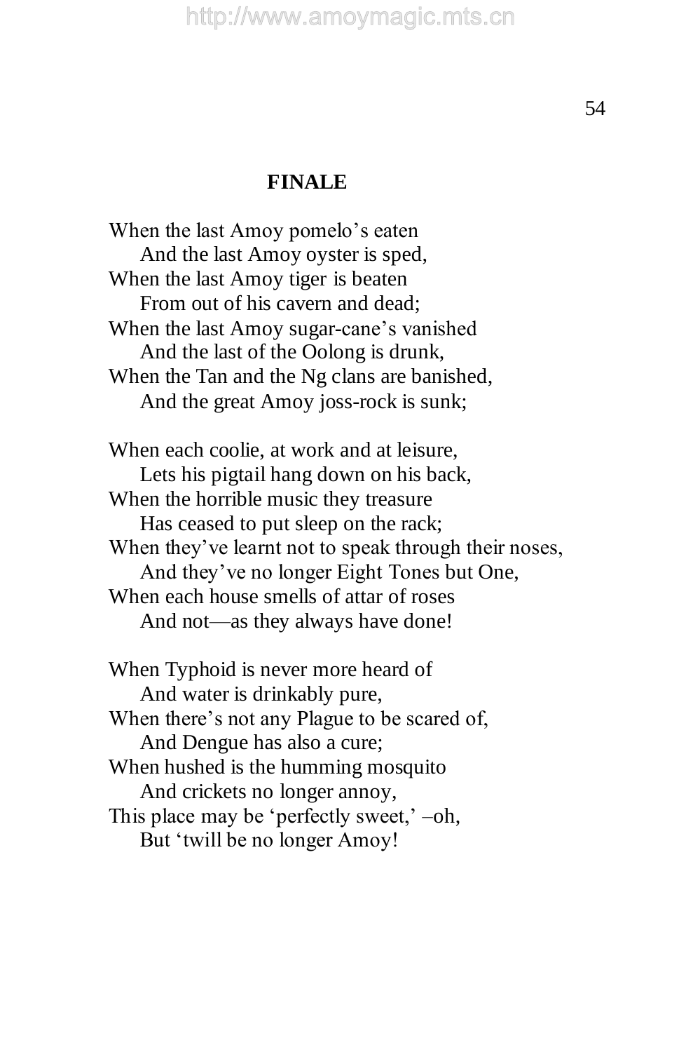## FINALE

When the last Amoy pomelo's eaten  
  And the last Amoy oyster is sped,  
When the last Amoy tiger is beaten  
  From out of his cavern and dead;  
When the last Amoy sugar-cane's vanished  
  And the last of the Oolong is drunk,  
When the Tan and the Ng clans are banished,  
  And the great Amoy joss-rock is sunk;

When each coolie, at work and at leisure,  
  Lets his pigtail hang down on his back,  
When the horrible music they treasure  
  Has ceased to put sleep on the rack;  
When they've learnt not to speak through their noses,  
  And they've no longer Eight Tones but One,  
When each house smells of attar of roses  
  And not—as they always have done!

When Typhoid is never more heard of  
  And water is drinkably pure,  
When there's not any Plague to be scared of,  
  And Dengue has also a cure;  
When hushed is the humming mosquito  
  And crickets no longer annoy,  
This place may be 'perfectly sweet,' –oh,  
  But 'twill be no longer Amoy!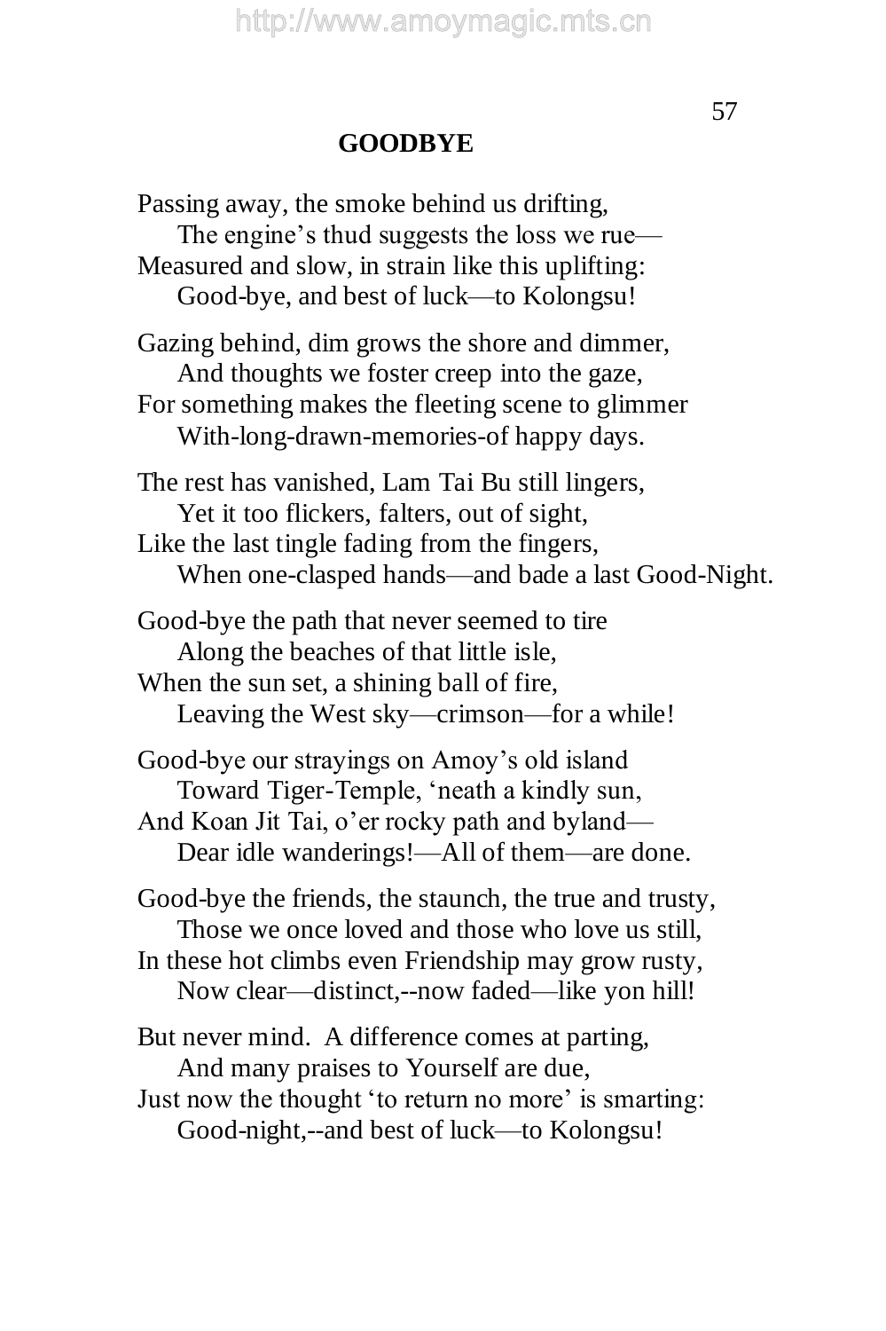## GOODBYE

Passing away, the smoke behind us drifting,
    The engine's thud suggests the loss we rue—
Measured and slow, in strain like this uplifting:
    Good-bye, and best of luck—to Kolongsu!

Gazing behind, dim grows the shore and dimmer,
    And thoughts we foster creep into the gaze,
For something makes the fleeting scene to glimmer
    With-long-drawn-memories-of happy days.

The rest has vanished, Lam Tai Bu still lingers,
    Yet it too flickers, falters, out of sight,
Like the last tingle fading from the fingers,
    When one-clasped hands—and bade a last Good-Night.

Good-bye the path that never seemed to tire
    Along the beaches of that little isle,
When the sun set, a shining ball of fire,
    Leaving the West sky—crimson—for a while!

Good-bye our strayings on Amoy's old island
    Toward Tiger-Temple, 'neath a kindly sun,
And Koan Jit Tai, o'er rocky path and byland—
    Dear idle wanderings!—All of them—are done.

Good-bye the friends, the staunch, the true and trusty,
    Those we once loved and those who love us still,
In these hot climbs even Friendship may grow rusty,
    Now clear—distinct,--now faded—like yon hill!

But never mind. A difference comes at parting,
    And many praises to Yourself are due,
Just now the thought 'to return no more' is smarting:
    Good-night,--and best of luck—to Kolongsu!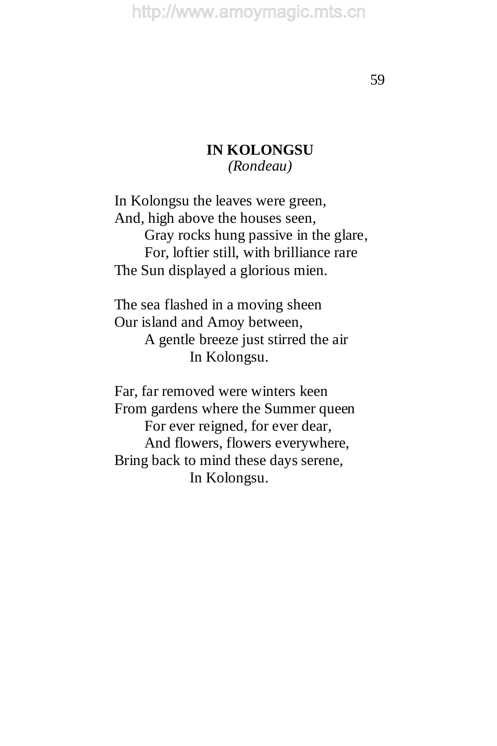## IN KOLONGSU

*(Rondeau)*

In Kolongsu the leaves were green,
And, high above the houses seen,
    Gray rocks hung passive in the glare,
    For, loftier still, with brilliance rare
The Sun displayed a glorious mien.

The sea flashed in a moving sheen
Our island and Amoy between,
    A gentle breeze just stirred the air
        In Kolongsu.

Far, far removed were winters keen
From gardens where the Summer queen
    For ever reigned, for ever dear,
    And flowers, flowers everywhere,
Bring back to mind these days serene,
        In Kolongsu.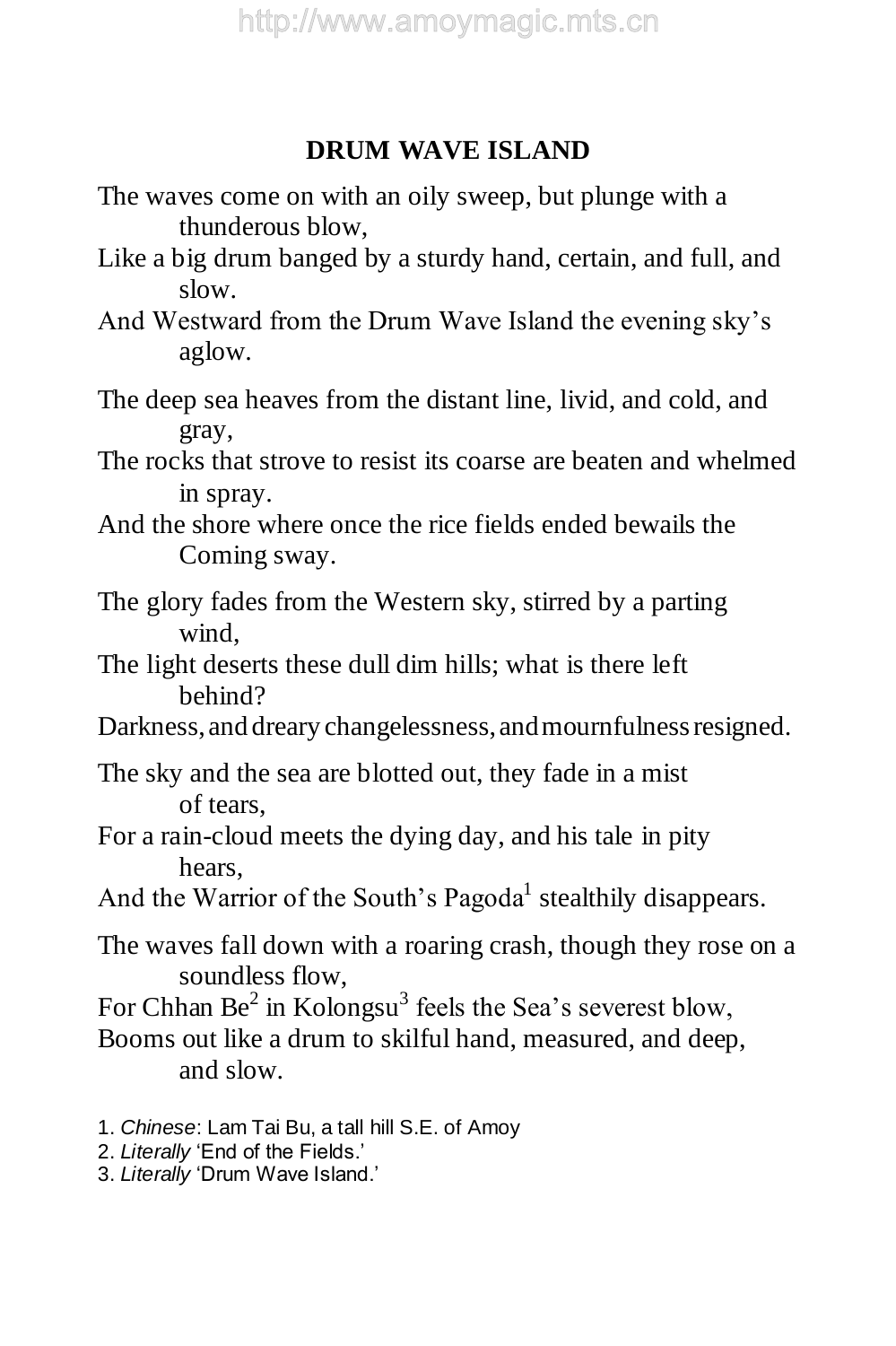## DRUM WAVE ISLAND

The waves come on with an oily sweep, but plunge with a thunderous blow,
Like a big drum banged by a sturdy hand, certain, and full, and slow.
And Westward from the Drum Wave Island the evening sky's aglow.

The deep sea heaves from the distant line, livid, and cold, and gray,
The rocks that strove to resist its coarse are beaten and whelmed in spray.
And the shore where once the rice fields ended bewails the Coming sway.

The glory fades from the Western sky, stirred by a parting wind,
The light deserts these dull dim hills; what is there left behind?
Darkness, and dreary changelessness, and mournfulness resigned.

The sky and the sea are blotted out, they fade in a mist of tears,
For a rain-cloud meets the dying day, and his tale in pity hears,
And the Warrior of the South's Pagoda[1] stealthily disappears.

The waves fall down with a roaring crash, though they rose on a soundless flow,
For Chhan Be[2] in Kolongsu[3] feels the Sea's severest blow,
Booms out like a drum to skilful hand, measured, and deep, and slow.

1. *Chinese*: Lam Tai Bu, a tall hill S.E. of Amoy
2. *Literally* 'End of the Fields.'
3. *Literally* 'Drum Wave Island.'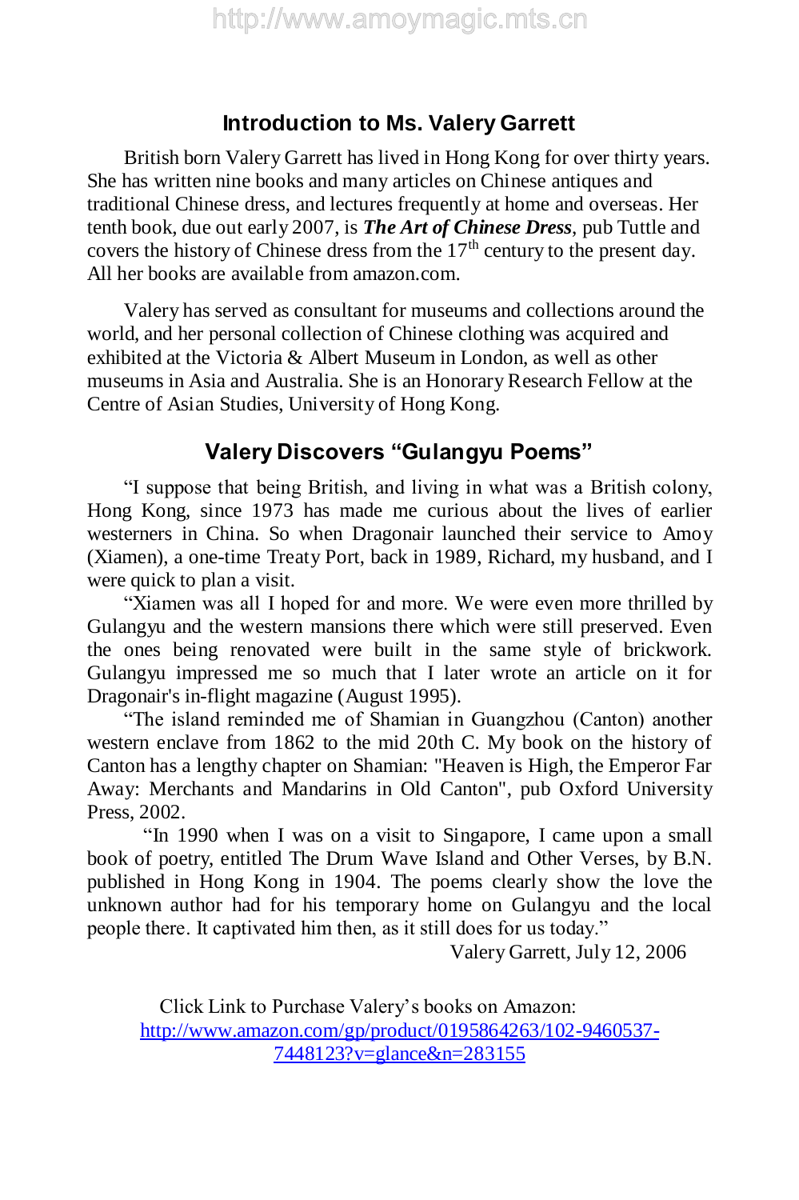## Introduction to Ms. Valery Garrett

British born Valery Garrett has lived in Hong Kong for over thirty years. She has written nine books and many articles on Chinese antiques and traditional Chinese dress, and lectures frequently at home and overseas. Her tenth book, due out early 2007, is ***The Art of Chinese Dress***, pub Tuttle and covers the history of Chinese dress from the 17th century to the present day. All her books are available from amazon.com.

Valery has served as consultant for museums and collections around the world, and her personal collection of Chinese clothing was acquired and exhibited at the Victoria & Albert Museum in London, as well as other museums in Asia and Australia. She is an Honorary Research Fellow at the Centre of Asian Studies, University of Hong Kong.

## Valery Discovers "Gulangyu Poems"

"I suppose that being British, and living in what was a British colony, Hong Kong, since 1973 has made me curious about the lives of earlier westerners in China. So when Dragonair launched their service to Amoy (Xiamen), a one-time Treaty Port, back in 1989, Richard, my husband, and I were quick to plan a visit.

"Xiamen was all I hoped for and more. We were even more thrilled by Gulangyu and the western mansions there which were still preserved. Even the ones being renovated were built in the same style of brickwork. Gulangyu impressed me so much that I later wrote an article on it for Dragonair's in-flight magazine (August 1995).

"The island reminded me of Shamian in Guangzhou (Canton) another western enclave from 1862 to the mid 20th C. My book on the history of Canton has a lengthy chapter on Shamian: "Heaven is High, the Emperor Far Away: Merchants and Mandarins in Old Canton", pub Oxford University Press, 2002.

"In 1990 when I was on a visit to Singapore, I came upon a small book of poetry, entitled The Drum Wave Island and Other Verses, by B.N. published in Hong Kong in 1904. The poems clearly show the love the unknown author had for his temporary home on Gulangyu and the local people there. It captivated him then, as it still does for us today."

Valery Garrett, July 12, 2006

Click Link to Purchase Valery's books on Amazon:
http://www.amazon.com/gp/product/0195864263/102-9460537-7448123?v=glance&n=283155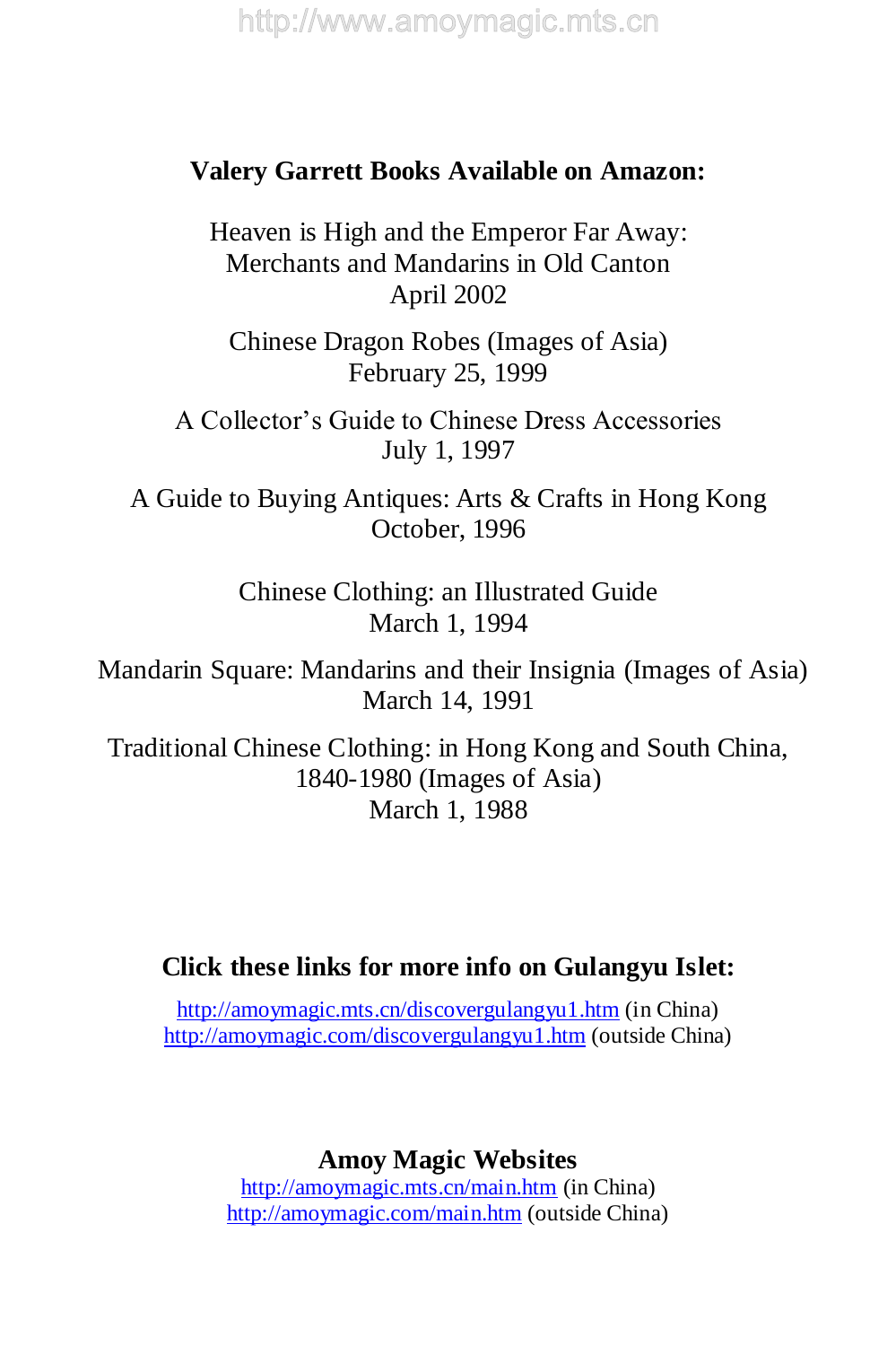**Valery Garrett Books Available on Amazon:**

Heaven is High and the Emperor Far Away:
Merchants and Mandarins in Old Canton
April 2002

Chinese Dragon Robes (Images of Asia)
February 25, 1999

A Collector's Guide to Chinese Dress Accessories
July 1, 1997

A Guide to Buying Antiques: Arts & Crafts in Hong Kong
October, 1996

Chinese Clothing: an Illustrated Guide
March 1, 1994

Mandarin Square: Mandarins and their Insignia (Images of Asia)
March 14, 1991

Traditional Chinese Clothing: in Hong Kong and South China, 1840-1980 (Images of Asia)
March 1, 1988

**Click these links for more info on Gulangyu Islet:**

http://amoymagic.mts.cn/discovergulangyu1.htm (in China)
http://amoymagic.com/discovergulangyu1.htm (outside China)

**Amoy Magic Websites**

http://amoymagic.mts.cn/main.htm (in China)
http://amoymagic.com/main.htm (outside China)